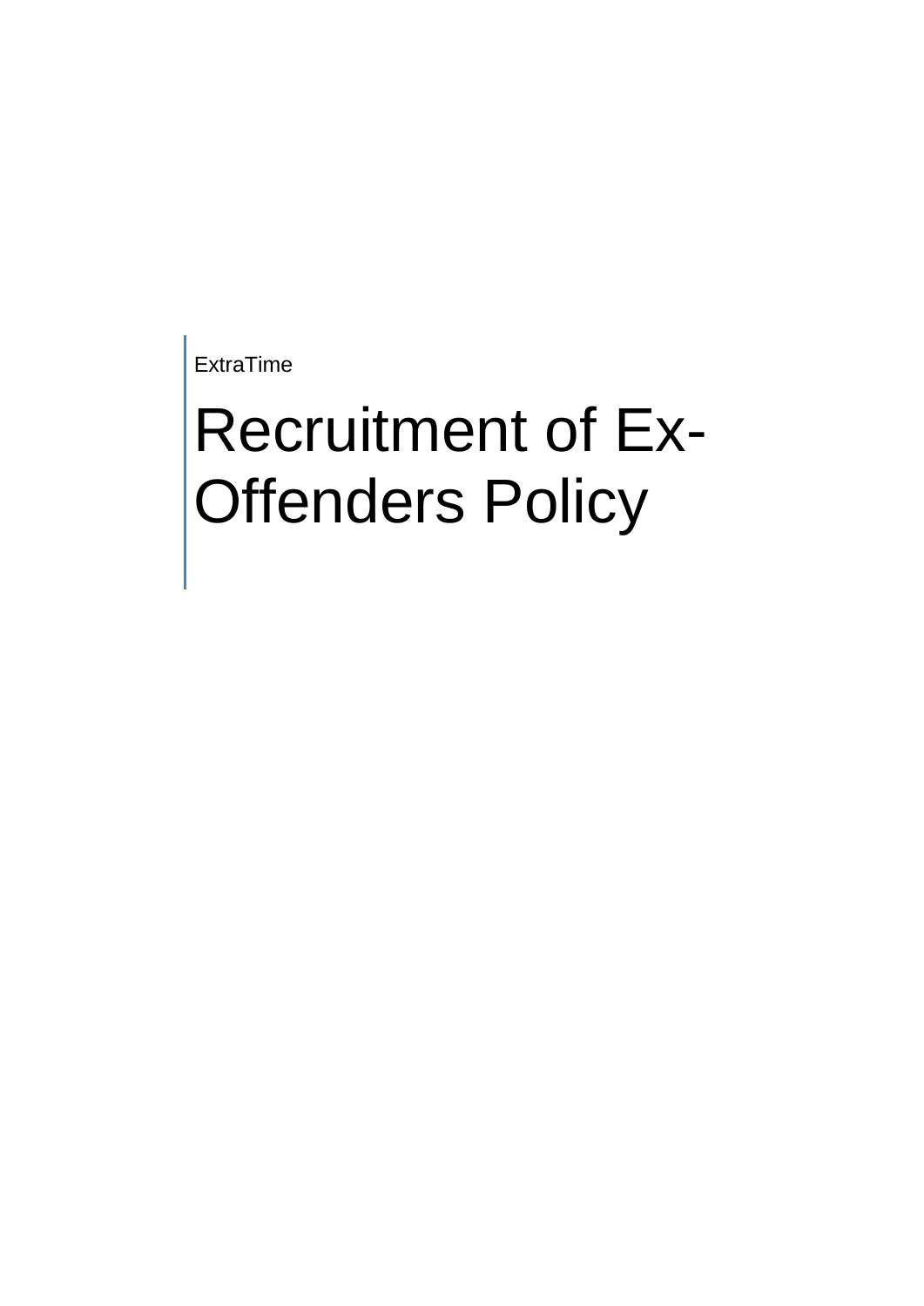ExtraTime

# Recruitment of Ex-Offenders Policy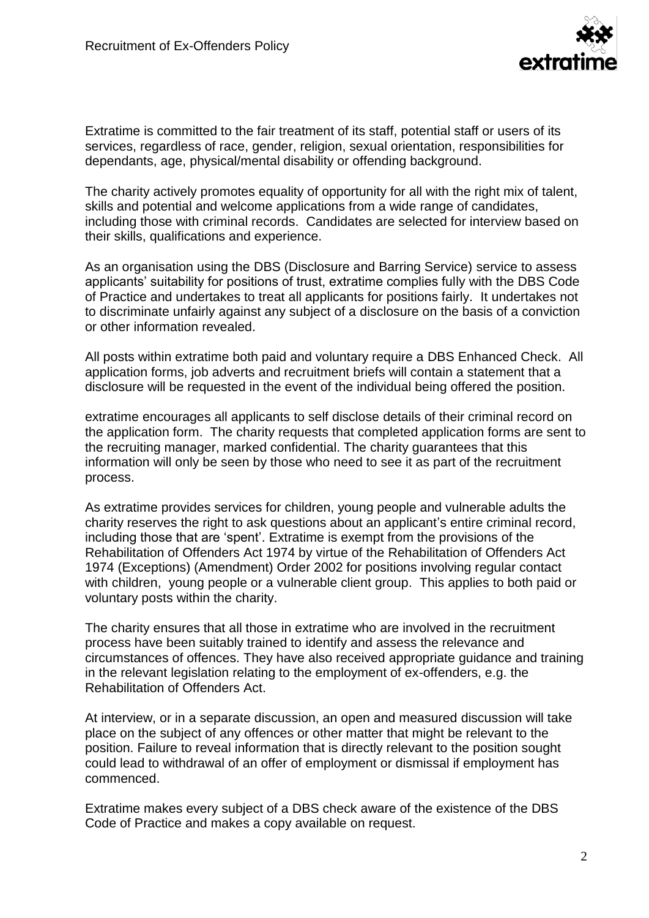Extratime is committed to the fair treatment of its staff, potential staff or users of its services, regardless of race, gender, religion, sexual orientation, responsibilities for dependants, age, physical/mental disability or offending background.

The charity actively promotes equality of opportunity for all with the right mix of talent, skills and potential and welcome applications from a wide range of candidates, including those with criminal records. Candidates are selected for interview based on their skills, qualifications and experience.

As an organisation using the DBS (Disclosure and Barring Service) service to assess applicants' suitability for positions of trust, extratime complies fully with the DBS Code of Practice and undertakes to treat all applicants for positions fairly. It undertakes not to discriminate unfairly against any subject of a disclosure on the basis of a conviction or other information revealed.

All posts within extratime both paid and voluntary require a DBS Enhanced Check. All application forms, job adverts and recruitment briefs will contain a statement that a disclosure will be requested in the event of the individual being offered the position.

extratime encourages all applicants to self disclose details of their criminal record on the application form. The charity requests that completed application forms are sent to the recruiting manager, marked confidential. The charity guarantees that this information will only be seen by those who need to see it as part of the recruitment process.

As extratime provides services for children, young people and vulnerable adults the charity reserves the right to ask questions about an applicant's entire criminal record, including those that are 'spent'. Extratime is exempt from the provisions of the Rehabilitation of Offenders Act 1974 by virtue of the Rehabilitation of Offenders Act 1974 (Exceptions) (Amendment) Order 2002 for positions involving regular contact with children, young people or a vulnerable client group. This applies to both paid or voluntary posts within the charity.

The charity ensures that all those in extratime who are involved in the recruitment process have been suitably trained to identify and assess the relevance and circumstances of offences. They have also received appropriate guidance and training in the relevant legislation relating to the employment of ex-offenders, e.g. the Rehabilitation of Offenders Act.

At interview, or in a separate discussion, an open and measured discussion will take place on the subject of any offences or other matter that might be relevant to the position. Failure to reveal information that is directly relevant to the position sought could lead to withdrawal of an offer of employment or dismissal if employment has commenced.

Extratime makes every subject of a DBS check aware of the existence of the DBS Code of Practice and makes a copy available on request.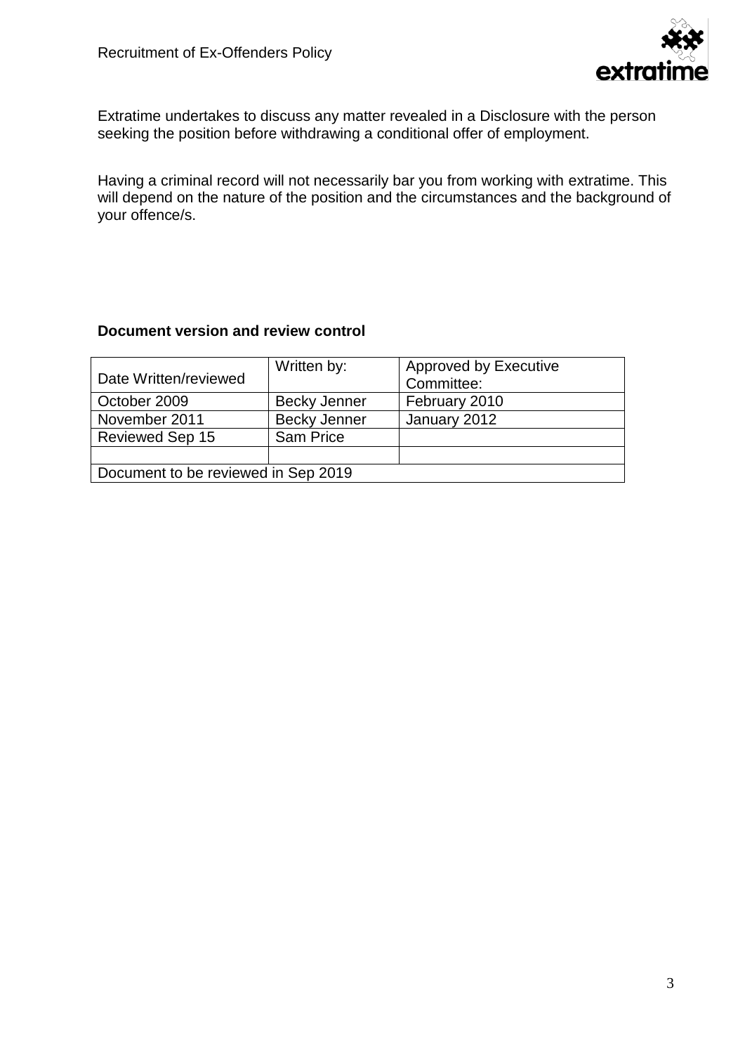Extratime undertakes to discuss any matter revealed in a Disclosure with the person seeking the position before withdrawing a conditional offer of employment.

Having a criminal record will not necessarily bar you from working with extratime. This will depend on the nature of the position and the circumstances and the background of your offence/s.

**Document version and review control**

| Date Written/reviewed | Written by: | Approved by Executive Committee: |
|---|---|---|
| October 2009 | Becky Jenner | February 2010 |
| November 2011 | Becky Jenner | January 2012 |
| Reviewed Sep 15 | Sam Price | |
| | | |
| Document to be reviewed in Sep 2019 | | |